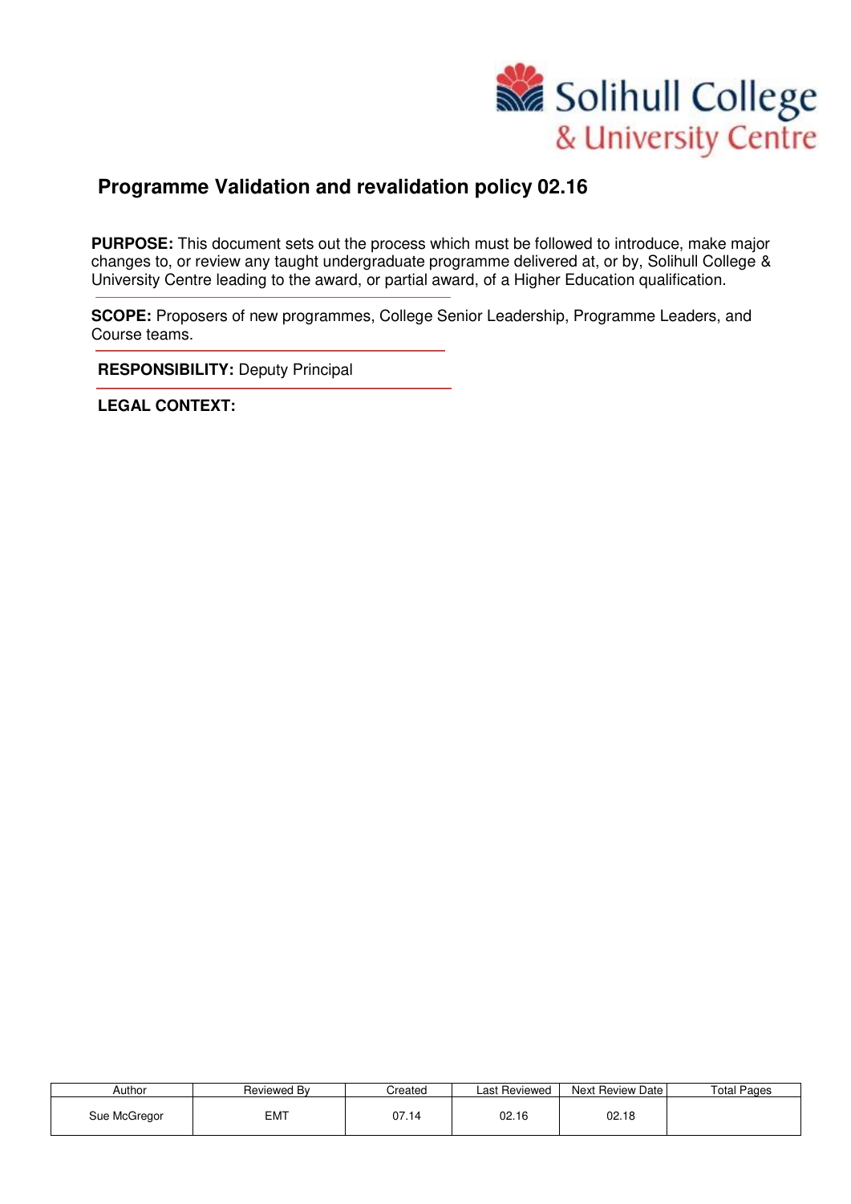Solihull College & University Centre

# Programme Validation and revalidation policy 02.16

**PURPOSE:** This document sets out the process which must be followed to introduce, make major changes to, or review any taught undergraduate programme delivered at, or by, Solihull College & University Centre leading to the award, or partial award, of a Higher Education qualification.

**SCOPE:** Proposers of new programmes, College Senior Leadership, Programme Leaders, and Course teams.

**RESPONSIBILITY:** Deputy Principal

**LEGAL CONTEXT:**

| Author | Reviewed By | Created | Last Reviewed | Next Review Date | Total Pages |
|---|---|---|---|---|---|
| Sue McGregor | EMT | 07.14 | 02.16 | 02.18 | |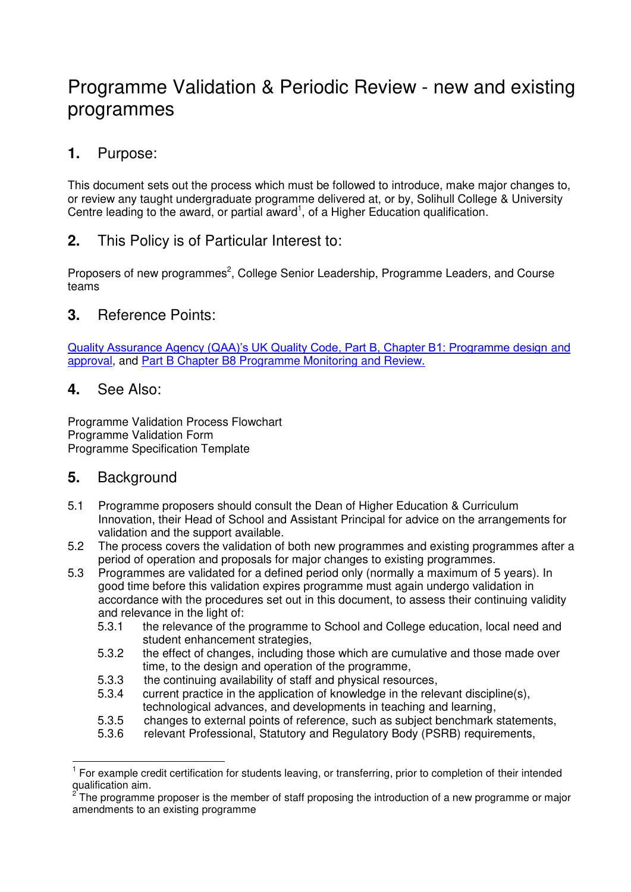# Programme Validation & Periodic Review - new and existing programmes

## 1. Purpose:

This document sets out the process which must be followed to introduce, make major changes to, or review any taught undergraduate programme delivered at, or by, Solihull College & University Centre leading to the award, or partial award[1], of a Higher Education qualification.

## 2. This Policy is of Particular Interest to:

Proposers of new programmes[2], College Senior Leadership, Programme Leaders, and Course teams

## 3. Reference Points:

[Quality Assurance Agency (QAA)'s UK Quality Code, Part B, Chapter B1: Programme design and approval](), and [Part B Chapter B8 Programme Monitoring and Review.]()

## 4. See Also:

Programme Validation Process Flowchart
Programme Validation Form
Programme Specification Template

## 5. Background

5.1 Programme proposers should consult the Dean of Higher Education & Curriculum Innovation, their Head of School and Assistant Principal for advice on the arrangements for validation and the support available.

5.2 The process covers the validation of both new programmes and existing programmes after a period of operation and proposals for major changes to existing programmes.

5.3 Programmes are validated for a defined period only (normally a maximum of 5 years). In good time before this validation expires programme must again undergo validation in accordance with the procedures set out in this document, to assess their continuing validity and relevance in the light of:

- 5.3.1 the relevance of the programme to School and College education, local need and student enhancement strategies,
- 5.3.2 the effect of changes, including those which are cumulative and those made over time, to the design and operation of the programme,
- 5.3.3 the continuing availability of staff and physical resources,
- 5.3.4 current practice in the application of knowledge in the relevant discipline(s), technological advances, and developments in teaching and learning,
- 5.3.5 changes to external points of reference, such as subject benchmark statements,
- 5.3.6 relevant Professional, Statutory and Regulatory Body (PSRB) requirements,

---

[1] For example credit certification for students leaving, or transferring, prior to completion of their intended qualification aim.

[2] The programme proposer is the member of staff proposing the introduction of a new programme or major amendments to an existing programme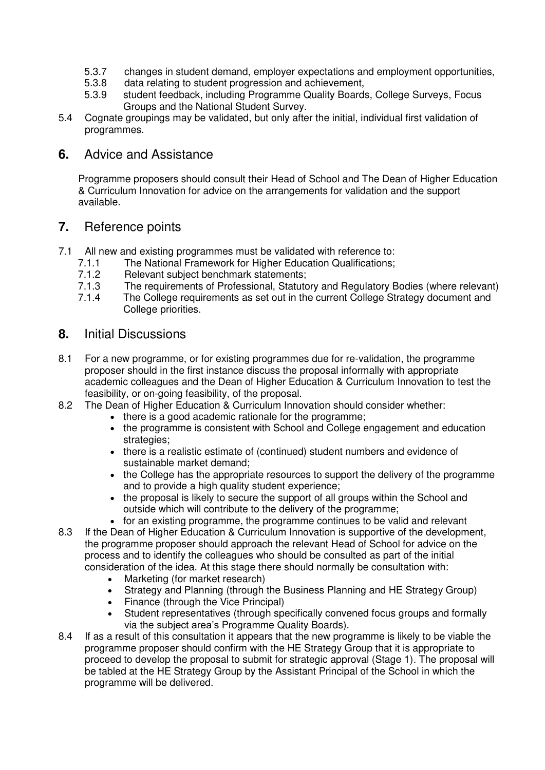5.3.7 changes in student demand, employer expectations and employment opportunities,
5.3.8 data relating to student progression and achievement,
5.3.9 student feedback, including Programme Quality Boards, College Surveys, Focus Groups and the National Student Survey.

5.4 Cognate groupings may be validated, but only after the initial, individual first validation of programmes.

## 6. Advice and Assistance

Programme proposers should consult their Head of School and The Dean of Higher Education & Curriculum Innovation for advice on the arrangements for validation and the support available.

## 7. Reference points

7.1 All new and existing programmes must be validated with reference to:

7.1.1 The National Framework for Higher Education Qualifications;
7.1.2 Relevant subject benchmark statements;
7.1.3 The requirements of Professional, Statutory and Regulatory Bodies (where relevant)
7.1.4 The College requirements as set out in the current College Strategy document and College priorities.

## 8. Initial Discussions

8.1 For a new programme, or for existing programmes due for re-validation, the programme proposer should in the first instance discuss the proposal informally with appropriate academic colleagues and the Dean of Higher Education & Curriculum Innovation to test the feasibility, or on-going feasibility, of the proposal.

8.2 The Dean of Higher Education & Curriculum Innovation should consider whether:

- there is a good academic rationale for the programme;
- the programme is consistent with School and College engagement and education strategies;
- there is a realistic estimate of (continued) student numbers and evidence of sustainable market demand;
- the College has the appropriate resources to support the delivery of the programme and to provide a high quality student experience;
- the proposal is likely to secure the support of all groups within the School and outside which will contribute to the delivery of the programme;
- for an existing programme, the programme continues to be valid and relevant

8.3 If the Dean of Higher Education & Curriculum Innovation is supportive of the development, the programme proposer should approach the relevant Head of School for advice on the process and to identify the colleagues who should be consulted as part of the initial consideration of the idea. At this stage there should normally be consultation with:

- Marketing (for market research)
- Strategy and Planning (through the Business Planning and HE Strategy Group)
- Finance (through the Vice Principal)
- Student representatives (through specifically convened focus groups and formally via the subject area's Programme Quality Boards).

8.4 If as a result of this consultation it appears that the new programme is likely to be viable the programme proposer should confirm with the HE Strategy Group that it is appropriate to proceed to develop the proposal to submit for strategic approval (Stage 1). The proposal will be tabled at the HE Strategy Group by the Assistant Principal of the School in which the programme will be delivered.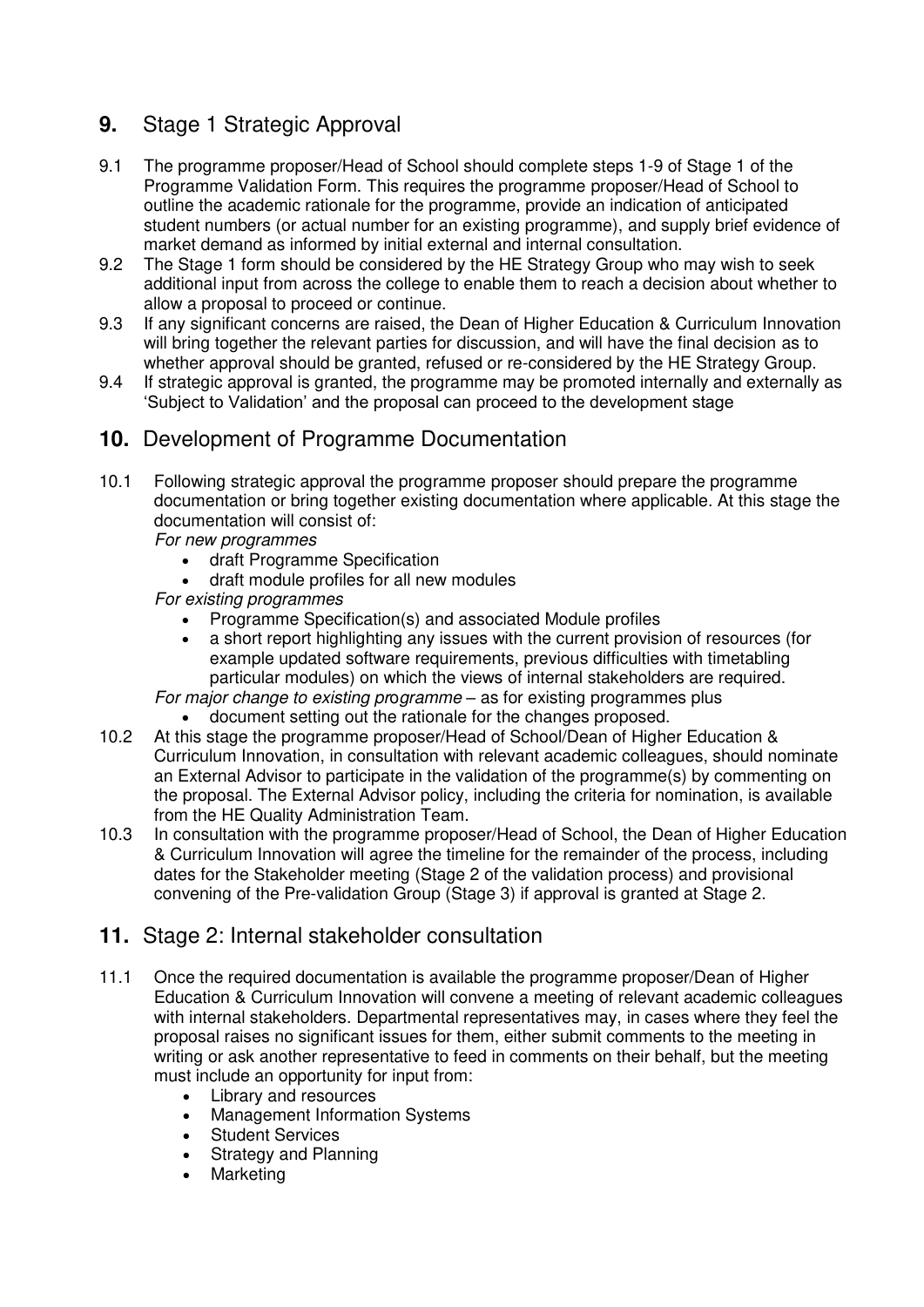## 9. Stage 1 Strategic Approval

9.1 The programme proposer/Head of School should complete steps 1-9 of Stage 1 of the Programme Validation Form. This requires the programme proposer/Head of School to outline the academic rationale for the programme, provide an indication of anticipated student numbers (or actual number for an existing programme), and supply brief evidence of market demand as informed by initial external and internal consultation.

9.2 The Stage 1 form should be considered by the HE Strategy Group who may wish to seek additional input from across the college to enable them to reach a decision about whether to allow a proposal to proceed or continue.

9.3 If any significant concerns are raised, the Dean of Higher Education & Curriculum Innovation will bring together the relevant parties for discussion, and will have the final decision as to whether approval should be granted, refused or re-considered by the HE Strategy Group.

9.4 If strategic approval is granted, the programme may be promoted internally and externally as 'Subject to Validation' and the proposal can proceed to the development stage

## 10. Development of Programme Documentation

10.1 Following strategic approval the programme proposer should prepare the programme documentation or bring together existing documentation where applicable. At this stage the documentation will consist of:

*For new programmes*

- draft Programme Specification
- draft module profiles for all new modules

*For existing programmes*

- Programme Specification(s) and associated Module profiles
- a short report highlighting any issues with the current provision of resources (for example updated software requirements, previous difficulties with timetabling particular modules) on which the views of internal stakeholders are required.

*For major change to existing programme* – as for existing programmes plus

- document setting out the rationale for the changes proposed.

10.2 At this stage the programme proposer/Head of School/Dean of Higher Education & Curriculum Innovation, in consultation with relevant academic colleagues, should nominate an External Advisor to participate in the validation of the programme(s) by commenting on the proposal. The External Advisor policy, including the criteria for nomination, is available from the HE Quality Administration Team.

10.3 In consultation with the programme proposer/Head of School, the Dean of Higher Education & Curriculum Innovation will agree the timeline for the remainder of the process, including dates for the Stakeholder meeting (Stage 2 of the validation process) and provisional convening of the Pre-validation Group (Stage 3) if approval is granted at Stage 2.

## 11. Stage 2: Internal stakeholder consultation

11.1 Once the required documentation is available the programme proposer/Dean of Higher Education & Curriculum Innovation will convene a meeting of relevant academic colleagues with internal stakeholders. Departmental representatives may, in cases where they feel the proposal raises no significant issues for them, either submit comments to the meeting in writing or ask another representative to feed in comments on their behalf, but the meeting must include an opportunity for input from:

- Library and resources
- Management Information Systems
- Student Services
- Strategy and Planning
- Marketing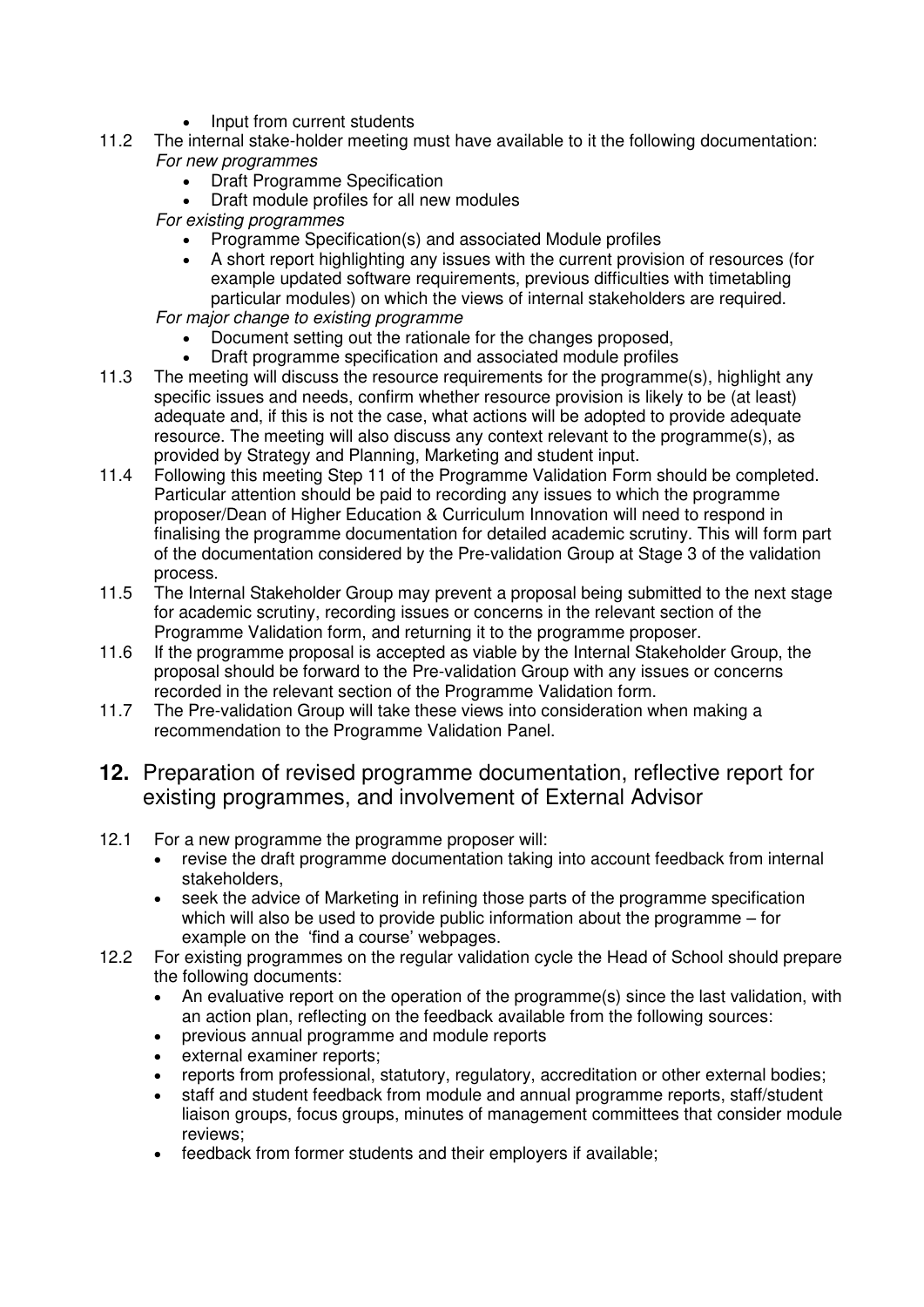- Input from current students

11.2 The internal stake-holder meeting must have available to it the following documentation:

*For new programmes*

- Draft Programme Specification
- Draft module profiles for all new modules

*For existing programmes*

- Programme Specification(s) and associated Module profiles
- A short report highlighting any issues with the current provision of resources (for example updated software requirements, previous difficulties with timetabling particular modules) on which the views of internal stakeholders are required.

*For major change to existing programme*

- Document setting out the rationale for the changes proposed,
- Draft programme specification and associated module profiles

11.3 The meeting will discuss the resource requirements for the programme(s), highlight any specific issues and needs, confirm whether resource provision is likely to be (at least) adequate and, if this is not the case, what actions will be adopted to provide adequate resource. The meeting will also discuss any context relevant to the programme(s), as provided by Strategy and Planning, Marketing and student input.

11.4 Following this meeting Step 11 of the Programme Validation Form should be completed. Particular attention should be paid to recording any issues to which the programme proposer/Dean of Higher Education & Curriculum Innovation will need to respond in finalising the programme documentation for detailed academic scrutiny. This will form part of the documentation considered by the Pre-validation Group at Stage 3 of the validation process.

11.5 The Internal Stakeholder Group may prevent a proposal being submitted to the next stage for academic scrutiny, recording issues or concerns in the relevant section of the Programme Validation form, and returning it to the programme proposer.

11.6 If the programme proposal is accepted as viable by the Internal Stakeholder Group, the proposal should be forward to the Pre-validation Group with any issues or concerns recorded in the relevant section of the Programme Validation form.

11.7 The Pre-validation Group will take these views into consideration when making a recommendation to the Programme Validation Panel.

## **12.** Preparation of revised programme documentation, reflective report for existing programmes, and involvement of External Advisor

12.1 For a new programme the programme proposer will:

- revise the draft programme documentation taking into account feedback from internal stakeholders,
- seek the advice of Marketing in refining those parts of the programme specification which will also be used to provide public information about the programme – for example on the 'find a course' webpages.

12.2 For existing programmes on the regular validation cycle the Head of School should prepare the following documents:

- An evaluative report on the operation of the programme(s) since the last validation, with an action plan, reflecting on the feedback available from the following sources:
- previous annual programme and module reports
- external examiner reports;
- reports from professional, statutory, regulatory, accreditation or other external bodies;
- staff and student feedback from module and annual programme reports, staff/student liaison groups, focus groups, minutes of management committees that consider module reviews;
- feedback from former students and their employers if available;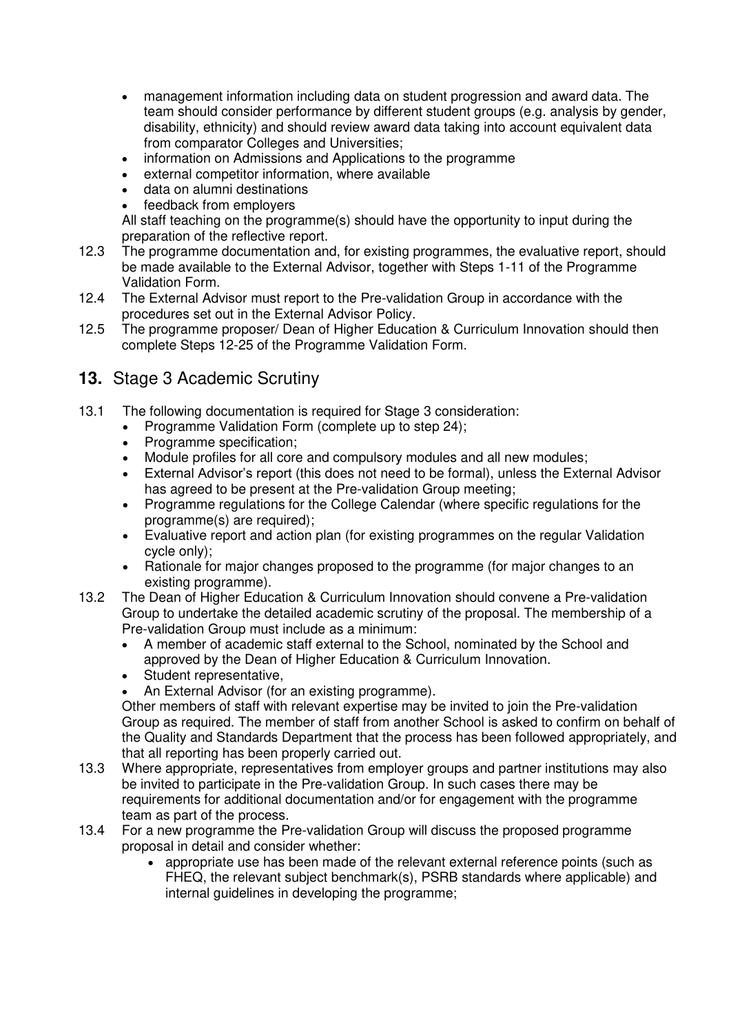- management information including data on student progression and award data. The team should consider performance by different student groups (e.g. analysis by gender, disability, ethnicity) and should review award data taking into account equivalent data from comparator Colleges and Universities;
- information on Admissions and Applications to the programme
- external competitor information, where available
- data on alumni destinations
- feedback from employers

All staff teaching on the programme(s) should have the opportunity to input during the preparation of the reflective report.

12.3 The programme documentation and, for existing programmes, the evaluative report, should be made available to the External Advisor, together with Steps 1-11 of the Programme Validation Form.

12.4 The External Advisor must report to the Pre-validation Group in accordance with the procedures set out in the External Advisor Policy.

12.5 The programme proposer/ Dean of Higher Education & Curriculum Innovation should then complete Steps 12-25 of the Programme Validation Form.

## **13.** Stage 3 Academic Scrutiny

13.1 The following documentation is required for Stage 3 consideration:

- Programme Validation Form (complete up to step 24);
- Programme specification;
- Module profiles for all core and compulsory modules and all new modules;
- External Advisor's report (this does not need to be formal), unless the External Advisor has agreed to be present at the Pre-validation Group meeting;
- Programme regulations for the College Calendar (where specific regulations for the programme(s) are required);
- Evaluative report and action plan (for existing programmes on the regular Validation cycle only);
- Rationale for major changes proposed to the programme (for major changes to an existing programme).

13.2 The Dean of Higher Education & Curriculum Innovation should convene a Pre-validation Group to undertake the detailed academic scrutiny of the proposal. The membership of a Pre-validation Group must include as a minimum:

- A member of academic staff external to the School, nominated by the School and approved by the Dean of Higher Education & Curriculum Innovation.
- Student representative,
- An External Advisor (for an existing programme).

Other members of staff with relevant expertise may be invited to join the Pre-validation Group as required. The member of staff from another School is asked to confirm on behalf of the Quality and Standards Department that the process has been followed appropriately, and that all reporting has been properly carried out.

13.3 Where appropriate, representatives from employer groups and partner institutions may also be invited to participate in the Pre-validation Group. In such cases there may be requirements for additional documentation and/or for engagement with the programme team as part of the process.

13.4 For a new programme the Pre-validation Group will discuss the proposed programme proposal in detail and consider whether:

- appropriate use has been made of the relevant external reference points (such as FHEQ, the relevant subject benchmark(s), PSRB standards where applicable) and internal guidelines in developing the programme;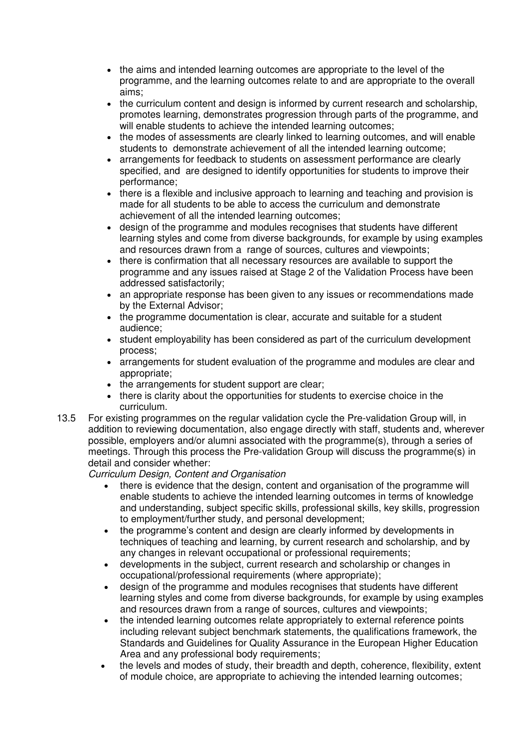- the aims and intended learning outcomes are appropriate to the level of the programme, and the learning outcomes relate to and are appropriate to the overall aims;
- the curriculum content and design is informed by current research and scholarship, promotes learning, demonstrates progression through parts of the programme, and will enable students to achieve the intended learning outcomes;
- the modes of assessments are clearly linked to learning outcomes, and will enable students to demonstrate achievement of all the intended learning outcome;
- arrangements for feedback to students on assessment performance are clearly specified, and are designed to identify opportunities for students to improve their performance;
- there is a flexible and inclusive approach to learning and teaching and provision is made for all students to be able to access the curriculum and demonstrate achievement of all the intended learning outcomes;
- design of the programme and modules recognises that students have different learning styles and come from diverse backgrounds, for example by using examples and resources drawn from a range of sources, cultures and viewpoints;
- there is confirmation that all necessary resources are available to support the programme and any issues raised at Stage 2 of the Validation Process have been addressed satisfactorily;
- an appropriate response has been given to any issues or recommendations made by the External Advisor;
- the programme documentation is clear, accurate and suitable for a student audience;
- student employability has been considered as part of the curriculum development process;
- arrangements for student evaluation of the programme and modules are clear and appropriate;
- the arrangements for student support are clear;
- there is clarity about the opportunities for students to exercise choice in the curriculum.

13.5 For existing programmes on the regular validation cycle the Pre-validation Group will, in addition to reviewing documentation, also engage directly with staff, students and, wherever possible, employers and/or alumni associated with the programme(s), through a series of meetings. Through this process the Pre-validation Group will discuss the programme(s) in detail and consider whether:

*Curriculum Design, Content and Organisation*

- there is evidence that the design, content and organisation of the programme will enable students to achieve the intended learning outcomes in terms of knowledge and understanding, subject specific skills, professional skills, key skills, progression to employment/further study, and personal development;
- the programme's content and design are clearly informed by developments in techniques of teaching and learning, by current research and scholarship, and by any changes in relevant occupational or professional requirements;
- developments in the subject, current research and scholarship or changes in occupational/professional requirements (where appropriate);
- design of the programme and modules recognises that students have different learning styles and come from diverse backgrounds, for example by using examples and resources drawn from a range of sources, cultures and viewpoints;
- the intended learning outcomes relate appropriately to external reference points including relevant subject benchmark statements, the qualifications framework, the Standards and Guidelines for Quality Assurance in the European Higher Education Area and any professional body requirements;
- the levels and modes of study, their breadth and depth, coherence, flexibility, extent of module choice, are appropriate to achieving the intended learning outcomes;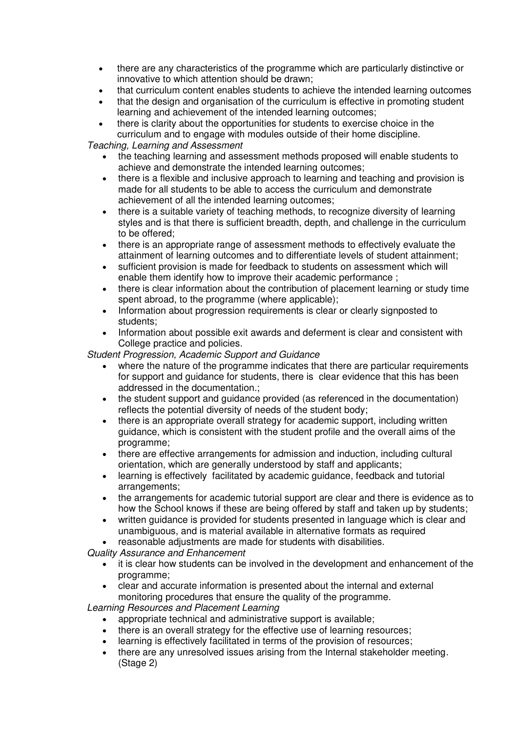- there are any characteristics of the programme which are particularly distinctive or innovative to which attention should be drawn;
- that curriculum content enables students to achieve the intended learning outcomes
- that the design and organisation of the curriculum is effective in promoting student learning and achievement of the intended learning outcomes;
- there is clarity about the opportunities for students to exercise choice in the curriculum and to engage with modules outside of their home discipline.

*Teaching, Learning and Assessment*

- the teaching learning and assessment methods proposed will enable students to achieve and demonstrate the intended learning outcomes;
- there is a flexible and inclusive approach to learning and teaching and provision is made for all students to be able to access the curriculum and demonstrate achievement of all the intended learning outcomes;
- there is a suitable variety of teaching methods, to recognize diversity of learning styles and is that there is sufficient breadth, depth, and challenge in the curriculum to be offered;
- there is an appropriate range of assessment methods to effectively evaluate the attainment of learning outcomes and to differentiate levels of student attainment;
- sufficient provision is made for feedback to students on assessment which will enable them identify how to improve their academic performance ;
- there is clear information about the contribution of placement learning or study time spent abroad, to the programme (where applicable);
- Information about progression requirements is clear or clearly signposted to students;
- Information about possible exit awards and deferment is clear and consistent with College practice and policies.

*Student Progression, Academic Support and Guidance*

- where the nature of the programme indicates that there are particular requirements for support and guidance for students, there is clear evidence that this has been addressed in the documentation.;
- the student support and guidance provided (as referenced in the documentation) reflects the potential diversity of needs of the student body;
- there is an appropriate overall strategy for academic support, including written guidance, which is consistent with the student profile and the overall aims of the programme;
- there are effective arrangements for admission and induction, including cultural orientation, which are generally understood by staff and applicants;
- learning is effectively facilitated by academic guidance, feedback and tutorial arrangements;
- the arrangements for academic tutorial support are clear and there is evidence as to how the School knows if these are being offered by staff and taken up by students;
- written guidance is provided for students presented in language which is clear and unambiguous, and is material available in alternative formats as required
- reasonable adjustments are made for students with disabilities.

*Quality Assurance and Enhancement*

- it is clear how students can be involved in the development and enhancement of the programme;
- clear and accurate information is presented about the internal and external monitoring procedures that ensure the quality of the programme.

*Learning Resources and Placement Learning*

- appropriate technical and administrative support is available;
- there is an overall strategy for the effective use of learning resources;
- learning is effectively facilitated in terms of the provision of resources;
- there are any unresolved issues arising from the Internal stakeholder meeting. (Stage 2)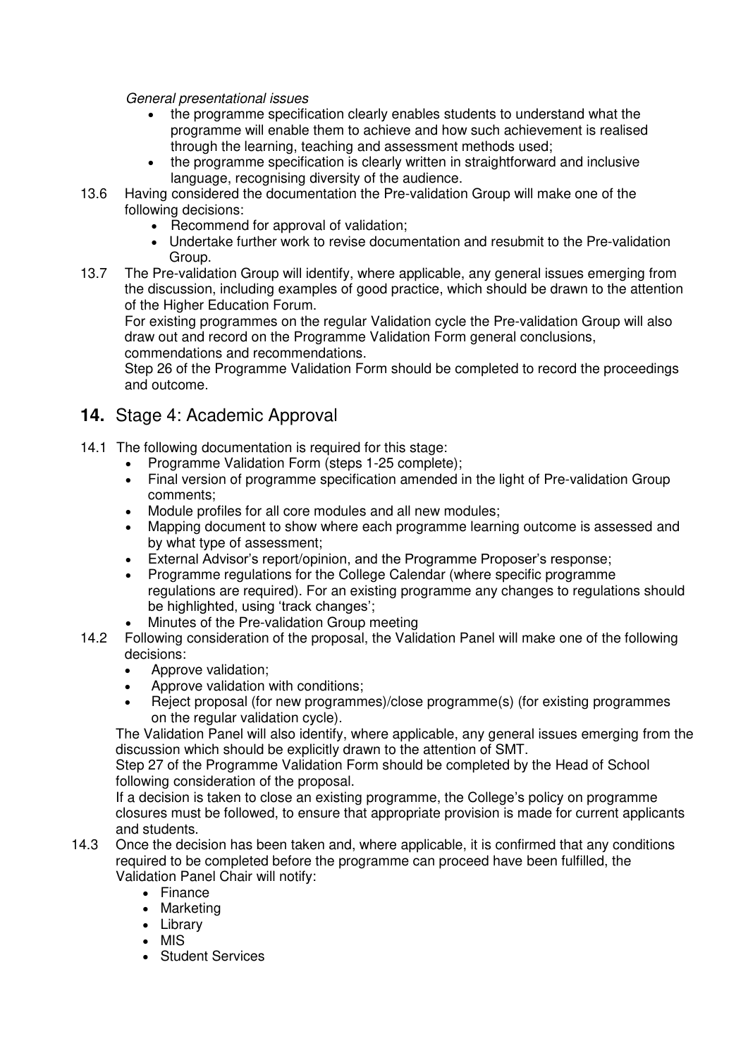*General presentational issues*

- the programme specification clearly enables students to understand what the programme will enable them to achieve and how such achievement is realised through the learning, teaching and assessment methods used;
- the programme specification is clearly written in straightforward and inclusive language, recognising diversity of the audience.

13.6 Having considered the documentation the Pre-validation Group will make one of the following decisions:

- Recommend for approval of validation;
- Undertake further work to revise documentation and resubmit to the Pre-validation Group.

13.7 The Pre-validation Group will identify, where applicable, any general issues emerging from the discussion, including examples of good practice, which should be drawn to the attention of the Higher Education Forum.

For existing programmes on the regular Validation cycle the Pre-validation Group will also draw out and record on the Programme Validation Form general conclusions, commendations and recommendations.

Step 26 of the Programme Validation Form should be completed to record the proceedings and outcome.

## 14. Stage 4: Academic Approval

14.1 The following documentation is required for this stage:

- Programme Validation Form (steps 1-25 complete);
- Final version of programme specification amended in the light of Pre-validation Group comments;
- Module profiles for all core modules and all new modules;
- Mapping document to show where each programme learning outcome is assessed and by what type of assessment;
- External Advisor's report/opinion, and the Programme Proposer's response;
- Programme regulations for the College Calendar (where specific programme regulations are required). For an existing programme any changes to regulations should be highlighted, using 'track changes';
- Minutes of the Pre-validation Group meeting

14.2 Following consideration of the proposal, the Validation Panel will make one of the following decisions:

- Approve validation;
- Approve validation with conditions;
- Reject proposal (for new programmes)/close programme(s) (for existing programmes on the regular validation cycle).

The Validation Panel will also identify, where applicable, any general issues emerging from the discussion which should be explicitly drawn to the attention of SMT.

Step 27 of the Programme Validation Form should be completed by the Head of School following consideration of the proposal.

If a decision is taken to close an existing programme, the College's policy on programme closures must be followed, to ensure that appropriate provision is made for current applicants and students.

14.3 Once the decision has been taken and, where applicable, it is confirmed that any conditions required to be completed before the programme can proceed have been fulfilled, the Validation Panel Chair will notify:

- Finance
- Marketing
- Library
- MIS
- Student Services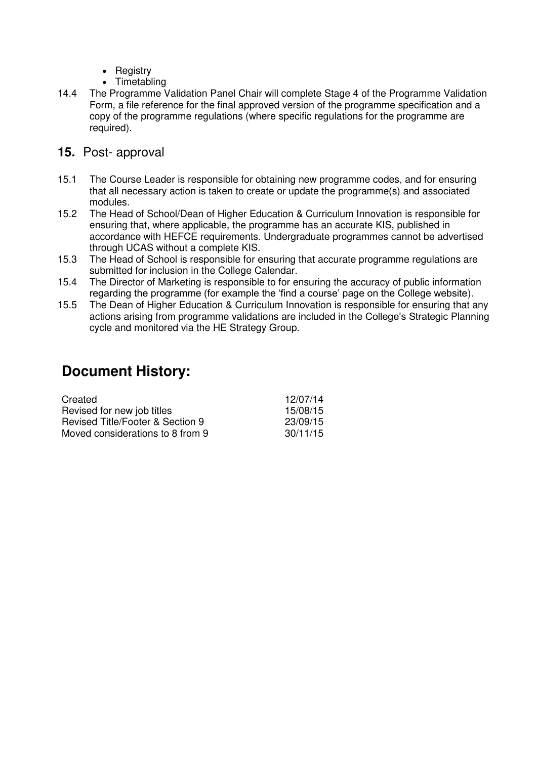- Registry
- Timetabling

14.4 The Programme Validation Panel Chair will complete Stage 4 of the Programme Validation Form, a file reference for the final approved version of the programme specification and a copy of the programme regulations (where specific regulations for the programme are required).

## **15.** Post- approval

15.1 The Course Leader is responsible for obtaining new programme codes, and for ensuring that all necessary action is taken to create or update the programme(s) and associated modules.

15.2 The Head of School/Dean of Higher Education & Curriculum Innovation is responsible for ensuring that, where applicable, the programme has an accurate KIS, published in accordance with HEFCE requirements. Undergraduate programmes cannot be advertised through UCAS without a complete KIS.

15.3 The Head of School is responsible for ensuring that accurate programme regulations are submitted for inclusion in the College Calendar.

15.4 The Director of Marketing is responsible to for ensuring the accuracy of public information regarding the programme (for example the 'find a course' page on the College website).

15.5 The Dean of Higher Education & Curriculum Innovation is responsible for ensuring that any actions arising from programme validations are included in the College's Strategic Planning cycle and monitored via the HE Strategy Group.

# **Document History:**

| | |
|---|---|
| Created | 12/07/14 |
| Revised for new job titles | 15/08/15 |
| Revised Title/Footer & Section 9 | 23/09/15 |
| Moved considerations to 8 from 9 | 30/11/15 |